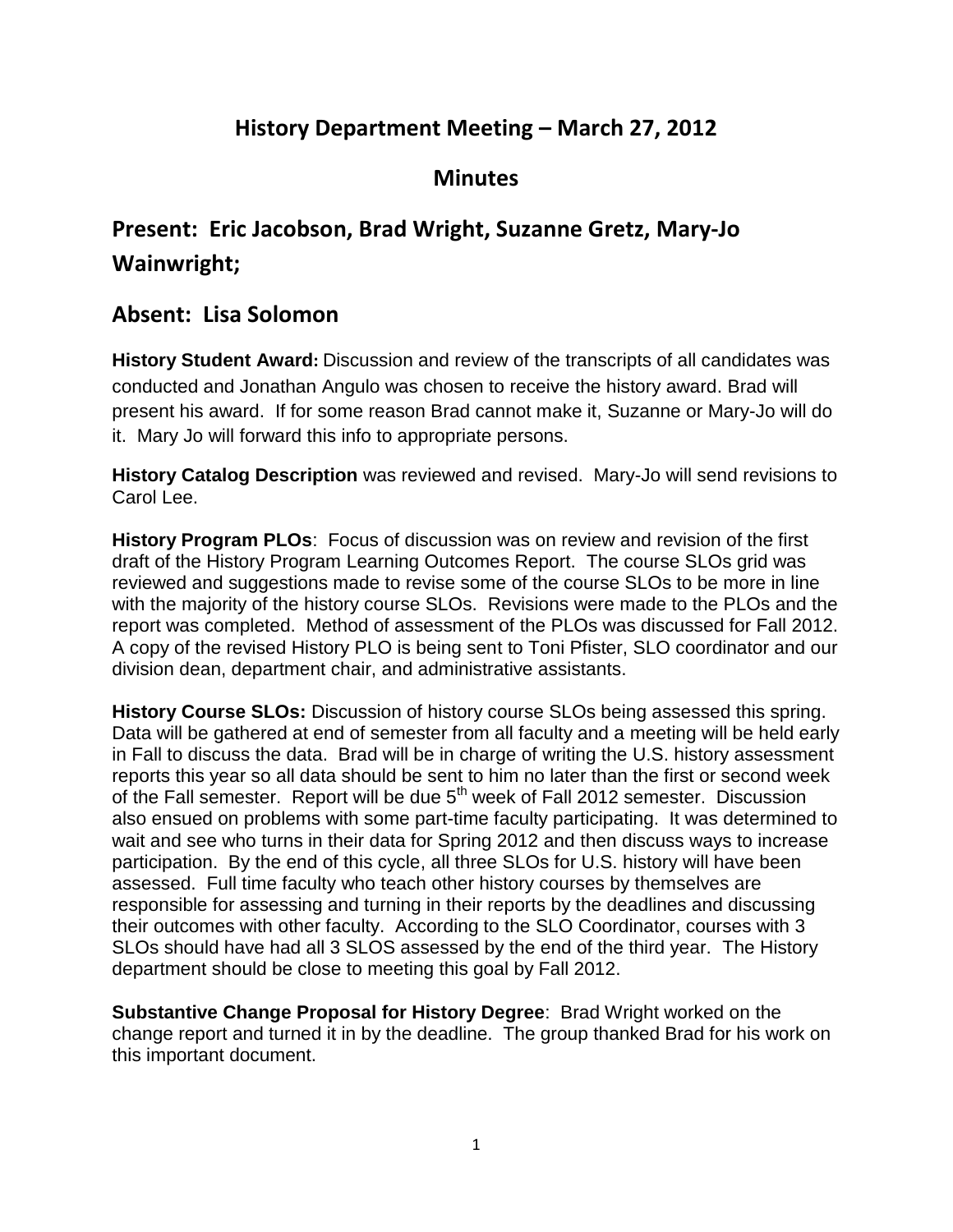# History Department Meeting – March 27, 2012

## Minutes

## Present: Eric Jacobson, Brad Wright, Suzanne Gretz, Mary-Jo Wainwright;

## Absent: Lisa Solomon

**History Student Award:** Discussion and review of the transcripts of all candidates was conducted and Jonathan Angulo was chosen to receive the history award. Brad will present his award. If for some reason Brad cannot make it, Suzanne or Mary-Jo will do it. Mary Jo will forward this info to appropriate persons.

**History Catalog Description** was reviewed and revised. Mary-Jo will send revisions to Carol Lee.

**History Program PLOs**: Focus of discussion was on review and revision of the first draft of the History Program Learning Outcomes Report. The course SLOs grid was reviewed and suggestions made to revise some of the course SLOs to be more in line with the majority of the history course SLOs. Revisions were made to the PLOs and the report was completed. Method of assessment of the PLOs was discussed for Fall 2012. A copy of the revised History PLO is being sent to Toni Pfister, SLO coordinator and our division dean, department chair, and administrative assistants.

**History Course SLOs:** Discussion of history course SLOs being assessed this spring. Data will be gathered at end of semester from all faculty and a meeting will be held early in Fall to discuss the data. Brad will be in charge of writing the U.S. history assessment reports this year so all data should be sent to him no later than the first or second week of the Fall semester. Report will be due 5th week of Fall 2012 semester. Discussion also ensued on problems with some part-time faculty participating. It was determined to wait and see who turns in their data for Spring 2012 and then discuss ways to increase participation. By the end of this cycle, all three SLOs for U.S. history will have been assessed. Full time faculty who teach other history courses by themselves are responsible for assessing and turning in their reports by the deadlines and discussing their outcomes with other faculty. According to the SLO Coordinator, courses with 3 SLOs should have had all 3 SLOS assessed by the end of the third year. The History department should be close to meeting this goal by Fall 2012.

**Substantive Change Proposal for History Degree**: Brad Wright worked on the change report and turned it in by the deadline. The group thanked Brad for his work on this important document.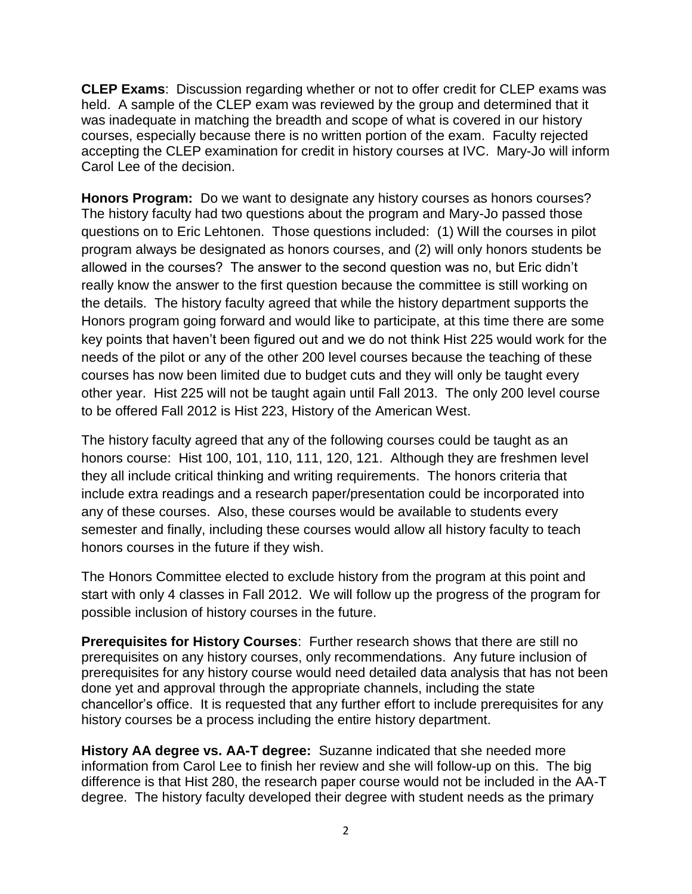**CLEP Exams**: Discussion regarding whether or not to offer credit for CLEP exams was held. A sample of the CLEP exam was reviewed by the group and determined that it was inadequate in matching the breadth and scope of what is covered in our history courses, especially because there is no written portion of the exam. Faculty rejected accepting the CLEP examination for credit in history courses at IVC. Mary-Jo will inform Carol Lee of the decision.

**Honors Program:** Do we want to designate any history courses as honors courses? The history faculty had two questions about the program and Mary-Jo passed those questions on to Eric Lehtonen. Those questions included: (1) Will the courses in pilot program always be designated as honors courses, and (2) will only honors students be allowed in the courses? The answer to the second question was no, but Eric didn't really know the answer to the first question because the committee is still working on the details. The history faculty agreed that while the history department supports the Honors program going forward and would like to participate, at this time there are some key points that haven't been figured out and we do not think Hist 225 would work for the needs of the pilot or any of the other 200 level courses because the teaching of these courses has now been limited due to budget cuts and they will only be taught every other year. Hist 225 will not be taught again until Fall 2013. The only 200 level course to be offered Fall 2012 is Hist 223, History of the American West.

The history faculty agreed that any of the following courses could be taught as an honors course: Hist 100, 101, 110, 111, 120, 121. Although they are freshmen level they all include critical thinking and writing requirements. The honors criteria that include extra readings and a research paper/presentation could be incorporated into any of these courses. Also, these courses would be available to students every semester and finally, including these courses would allow all history faculty to teach honors courses in the future if they wish.

The Honors Committee elected to exclude history from the program at this point and start with only 4 classes in Fall 2012. We will follow up the progress of the program for possible inclusion of history courses in the future.

**Prerequisites for History Courses**: Further research shows that there are still no prerequisites on any history courses, only recommendations. Any future inclusion of prerequisites for any history course would need detailed data analysis that has not been done yet and approval through the appropriate channels, including the state chancellor's office. It is requested that any further effort to include prerequisites for any history courses be a process including the entire history department.

**History AA degree vs. AA-T degree:** Suzanne indicated that she needed more information from Carol Lee to finish her review and she will follow-up on this. The big difference is that Hist 280, the research paper course would not be included in the AA-T degree. The history faculty developed their degree with student needs as the primary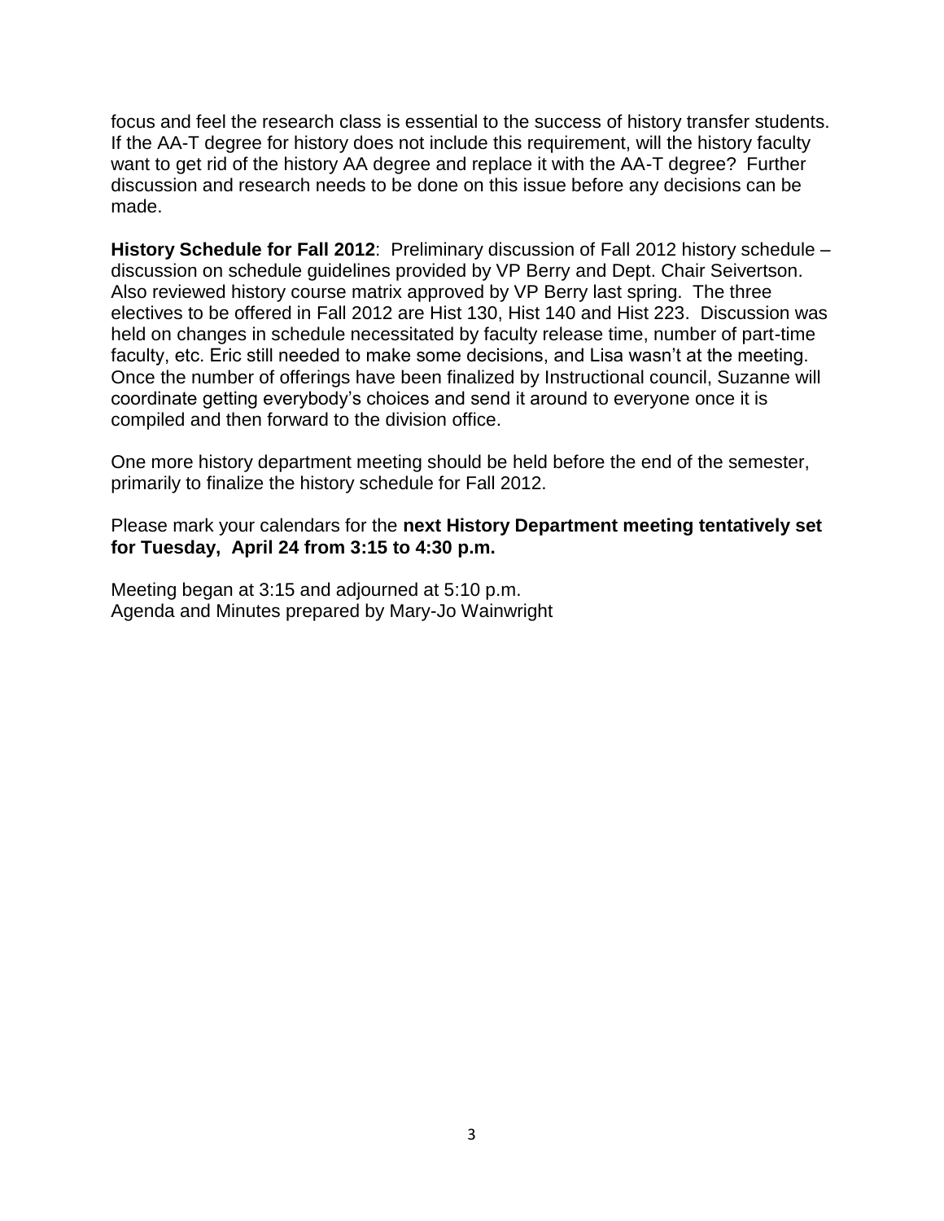focus and feel the research class is essential to the success of history transfer students. If the AA-T degree for history does not include this requirement, will the history faculty want to get rid of the history AA degree and replace it with the AA-T degree? Further discussion and research needs to be done on this issue before any decisions can be made.

**History Schedule for Fall 2012**: Preliminary discussion of Fall 2012 history schedule – discussion on schedule guidelines provided by VP Berry and Dept. Chair Seivertson. Also reviewed history course matrix approved by VP Berry last spring. The three electives to be offered in Fall 2012 are Hist 130, Hist 140 and Hist 223. Discussion was held on changes in schedule necessitated by faculty release time, number of part-time faculty, etc. Eric still needed to make some decisions, and Lisa wasn't at the meeting. Once the number of offerings have been finalized by Instructional council, Suzanne will coordinate getting everybody's choices and send it around to everyone once it is compiled and then forward to the division office.

One more history department meeting should be held before the end of the semester, primarily to finalize the history schedule for Fall 2012.

Please mark your calendars for the **next History Department meeting tentatively set for Tuesday, April 24 from 3:15 to 4:30 p.m.**

Meeting began at 3:15 and adjourned at 5:10 p.m.
Agenda and Minutes prepared by Mary-Jo Wainwright